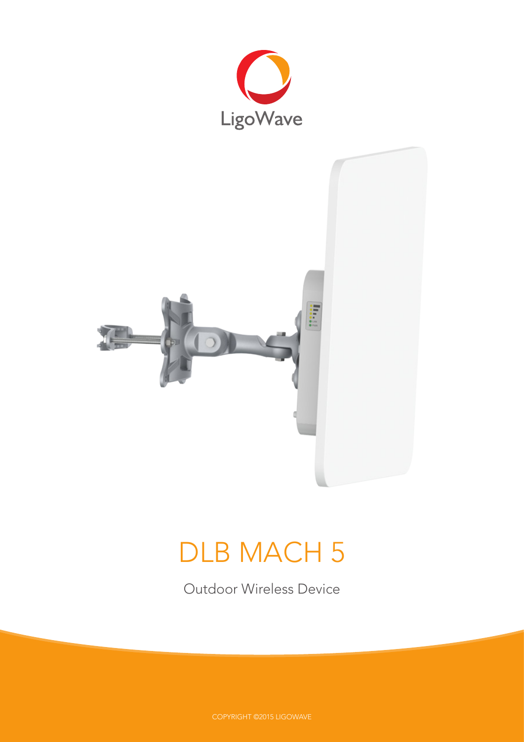LigoWave

# DLB MACH 5

Outdoor Wireless Device

COPYRIGHT ©2015 LIGOWAVE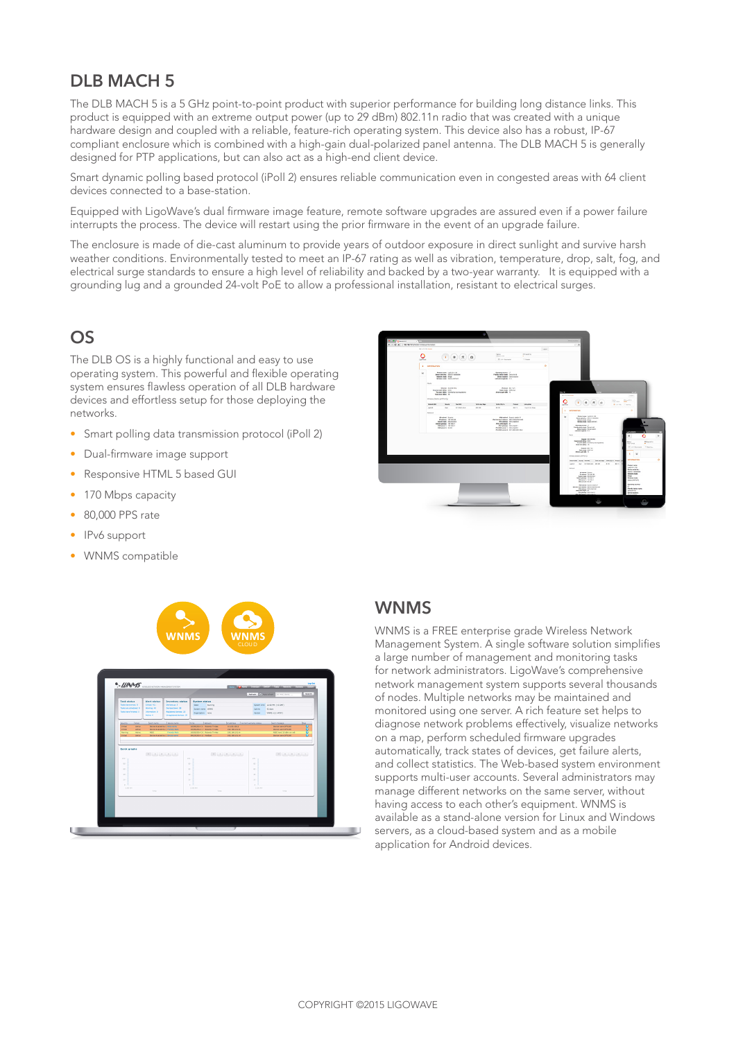## DLB MACH 5

The DLB MACH 5 is a 5 GHz point-to-point product with superior performance for building long distance links. This product is equipped with an extreme output power (up to 29 dBm) 802.11n radio that was created with a unique hardware design and coupled with a reliable, feature-rich operating system. This device also has a robust, IP-67 compliant enclosure which is combined with a high-gain dual-polarized panel antenna. The DLB MACH 5 is generally designed for PTP applications, but can also act as a high-end client device.

Smart dynamic polling based protocol (iPoll 2) ensures reliable communication even in congested areas with 64 client devices connected to a base-station.

Equipped with LigoWave's dual firmware image feature, remote software upgrades are assured even if a power failure interrupts the process. The device will restart using the prior firmware in the event of an upgrade failure.

The enclosure is made of die-cast aluminum to provide years of outdoor exposure in direct sunlight and survive harsh weather conditions. Environmentally tested to meet an IP-67 rating as well as vibration, temperature, drop, salt, fog, and electrical surge standards to ensure a high level of reliability and backed by a two-year warranty. It is equipped with a grounding lug and a grounded 24-volt PoE to allow a professional installation, resistant to electrical surges.

## OS

The DLB OS is a highly functional and easy to use operating system. This powerful and flexible operating system ensures flawless operation of all DLB hardware devices and effortless setup for those deploying the networks.

- Smart polling data transmission protocol (iPoll 2)
- Dual-firmware image support
- Responsive HTML 5 based GUI
- 170 Mbps capacity
- 80,000 PPS rate
- IPv6 support
- WNMS compatible

## WNMS

WNMS is a FREE enterprise grade Wireless Network Management System. A single software solution simplifies a large number of management and monitoring tasks for network administrators. LigoWave's comprehensive network management system supports several thousands of nodes. Multiple networks may be maintained and monitored using one server. A rich feature set helps to diagnose network problems effectively, visualize networks on a map, perform scheduled firmware upgrades automatically, track states of devices, get failure alerts, and collect statistics. The Web-based system environment supports multi-user accounts. Several administrators may manage different networks on the same server, without having access to each other's equipment. WNMS is available as a stand-alone version for Linux and Windows servers, as a cloud-based system and as a mobile application for Android devices.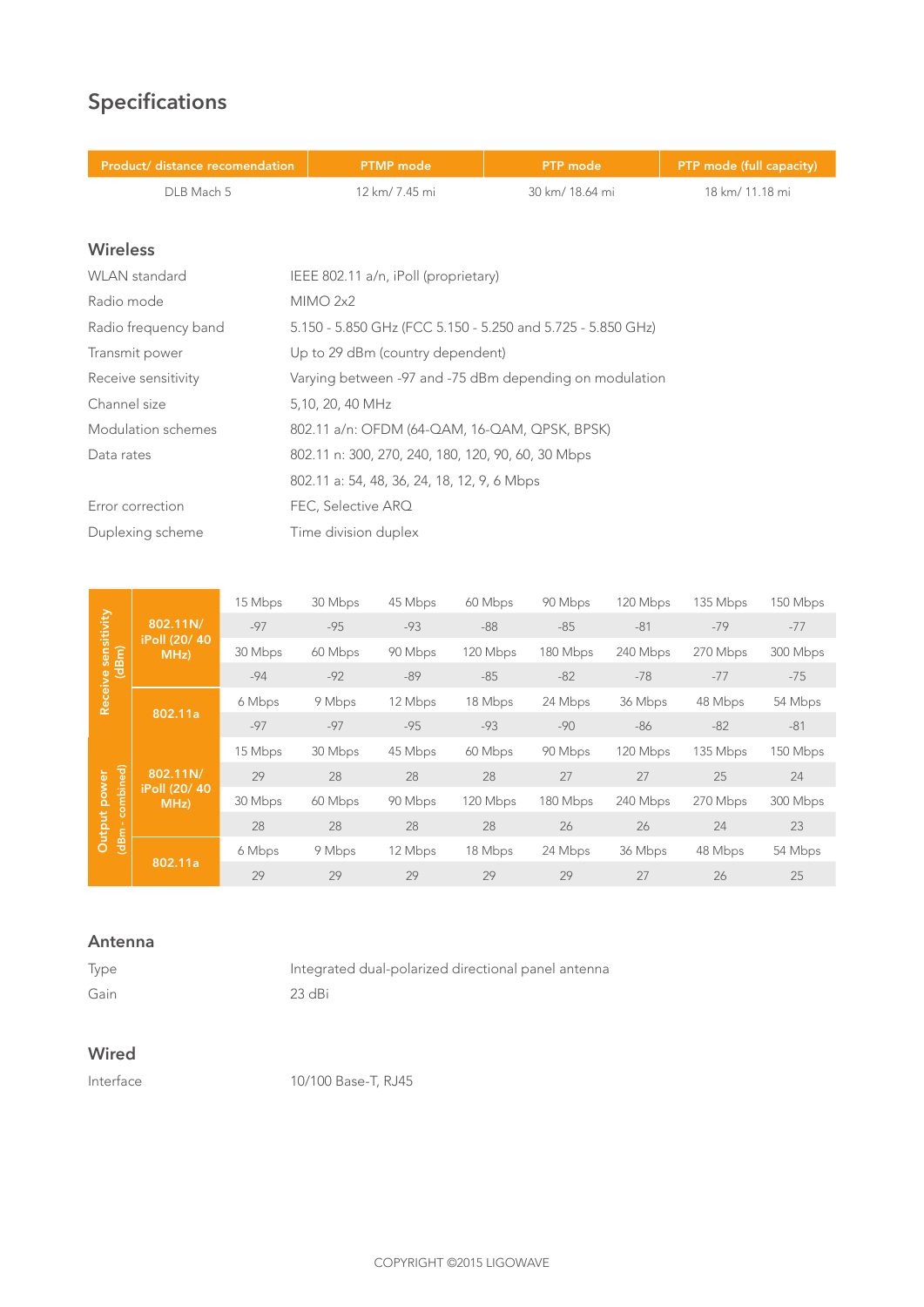## Specifications

| Product/ distance recomendation | PTMP mode | PTP mode | PTP mode (full capacity) |
|---|---|---|---|
| DLB Mach 5 | 12 km/ 7.45 mi | 30 km/ 18.64 mi | 18 km/ 11.18 mi |

### Wireless

| | |
|---|---|
| WLAN standard | IEEE 802.11 a/n, iPoll (proprietary) |
| Radio mode | MIMO 2x2 |
| Radio frequency band | 5.150 - 5.850 GHz (FCC 5.150 - 5.250 and 5.725 - 5.850 GHz) |
| Transmit power | Up to 29 dBm (country dependent) |
| Receive sensitivity | Varying between -97 and -75 dBm depending on modulation |
| Channel size | 5,10, 20, 40 MHz |
| Modulation schemes | 802.11 a/n: OFDM (64-QAM, 16-QAM, QPSK, BPSK) |
| Data rates | 802.11 n: 300, 270, 240, 180, 120, 90, 60, 30 Mbps |
| | 802.11 a: 54, 48, 36, 24, 18, 12, 9, 6 Mbps |
| Error correction | FEC, Selective ARQ |
| Duplexing scheme | Time division duplex |

| | | | | | | | | | |
|---|---|---|---|---|---|---|---|---|---|
| Receive sensitivity (dBm) | 802.11N/ iPoll (20/ 40 MHz) | 15 Mbps | 30 Mbps | 45 Mbps | 60 Mbps | 90 Mbps | 120 Mbps | 135 Mbps | 150 Mbps |
| | | -97 | -95 | -93 | -88 | -85 | -81 | -79 | -77 |
| | | 30 Mbps | 60 Mbps | 90 Mbps | 120 Mbps | 180 Mbps | 240 Mbps | 270 Mbps | 300 Mbps |
| | | -94 | -92 | -89 | -85 | -82 | -78 | -77 | -75 |
| | 802.11a | 6 Mbps | 9 Mbps | 12 Mbps | 18 Mbps | 24 Mbps | 36 Mbps | 48 Mbps | 54 Mbps |
| | | -97 | -97 | -95 | -93 | -90 | -86 | -82 | -81 |
| Output power (dBm - combined) | 802.11N/ iPoll (20/ 40 MHz) | 15 Mbps | 30 Mbps | 45 Mbps | 60 Mbps | 90 Mbps | 120 Mbps | 135 Mbps | 150 Mbps |
| | | 29 | 28 | 28 | 28 | 27 | 27 | 25 | 24 |
| | | 30 Mbps | 60 Mbps | 90 Mbps | 120 Mbps | 180 Mbps | 240 Mbps | 270 Mbps | 300 Mbps |
| | | 28 | 28 | 28 | 28 | 26 | 26 | 24 | 23 |
| | 802.11a | 6 Mbps | 9 Mbps | 12 Mbps | 18 Mbps | 24 Mbps | 36 Mbps | 48 Mbps | 54 Mbps |
| | | 29 | 29 | 29 | 29 | 29 | 27 | 26 | 25 |

### Antenna

| | |
|---|---|
| Type | Integrated dual-polarized directional panel antenna |
| Gain | 23 dBi |

### Wired

| | |
|---|---|
| Interface | 10/100 Base-T, RJ45 |

COPYRIGHT ©2015 LIGOWAVE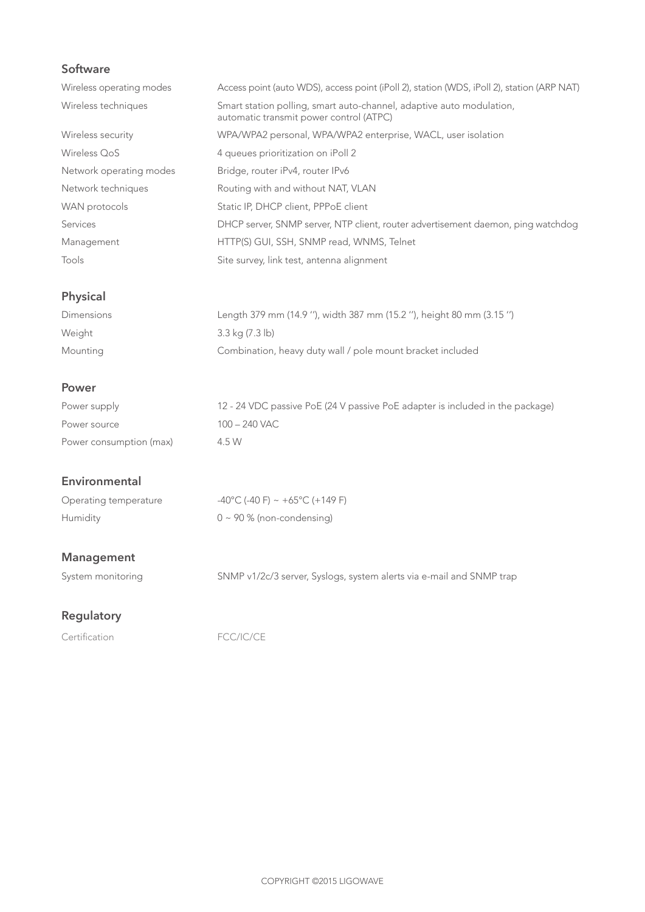## Software

| | |
|---|---|
| Wireless operating modes | Access point (auto WDS), access point (iPoll 2), station (WDS, iPoll 2), station (ARP NAT) |
| Wireless techniques | Smart station polling, smart auto-channel, adaptive auto modulation, automatic transmit power control (ATPC) |
| Wireless security | WPA/WPA2 personal, WPA/WPA2 enterprise, WACL, user isolation |
| Wireless QoS | 4 queues prioritization on iPoll 2 |
| Network operating modes | Bridge, router iPv4, router IPv6 |
| Network techniques | Routing with and without NAT, VLAN |
| WAN protocols | Static IP, DHCP client, PPPoE client |
| Services | DHCP server, SNMP server, NTP client, router advertisement daemon, ping watchdog |
| Management | HTTP(S) GUI, SSH, SNMP read, WNMS, Telnet |
| Tools | Site survey, link test, antenna alignment |

## Physical

| | |
|---|---|
| Dimensions | Length 379 mm (14.9 ''), width 387 mm (15.2 ''), height 80 mm (3.15 '') |
| Weight | 3.3 kg (7.3 lb) |
| Mounting | Combination, heavy duty wall / pole mount bracket included |

## Power

| | |
|---|---|
| Power supply | 12 - 24 VDC passive PoE (24 V passive PoE adapter is included in the package) |
| Power source | 100 – 240 VAC |
| Power consumption (max) | 4.5 W |

## Environmental

| | |
|---|---|
| Operating temperature | -40°C (-40 F) ~ +65°C (+149 F) |
| Humidity | 0 ~ 90 % (non-condensing) |

## Management

| | |
|---|---|
| System monitoring | SNMP v1/2c/3 server, Syslogs, system alerts via e-mail and SNMP trap |

## Regulatory

| | |
|---|---|
| Certification | FCC/IC/CE |

COPYRIGHT ©2015 LIGOWAVE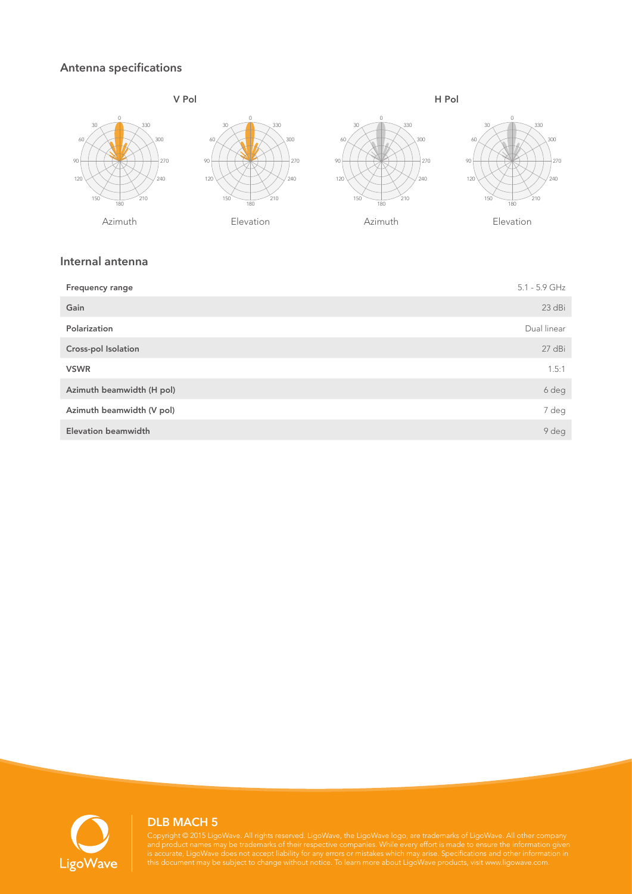## Antenna specifications

V Pol

0
30
330
60
300
90
270
120
240
150
210
180

Azimuth

0
30
330
60
300
90
270
120
240
150
210
180

Elevation

H Pol

0
30
330
60
300
90
270
120
240
150
210
180

Azimuth

0
30
330
60
300
90
270
120
240
150
210
180

Elevation

## Internal antenna

| | |
|---|---|
| **Frequency range** | 5.1 - 5.9 GHz |
| **Gain** | 23 dBi |
| **Polarization** | Dual linear |
| **Cross-pol Isolation** | 27 dBi |
| **VSWR** | 1.5:1 |
| **Azimuth beamwidth (H pol)** | 6 deg |
| **Azimuth beamwidth (V pol)** | 7 deg |
| **Elevation beamwidth** | 9 deg |

LigoWave

**DLB MACH 5**

Copyright © 2015 LigoWave. All rights reserved. LigoWave, the LigoWave logo, are trademarks of LigoWave. All other company and product names may be trademarks of their respective companies. While every effort is made to ensure the information given is accurate, LigoWave does not accept liability for any errors or mistakes which may arise. Specifications and other information in this document may be subject to change without notice. To learn more about LigoWave products, visit www.ligowave.com.